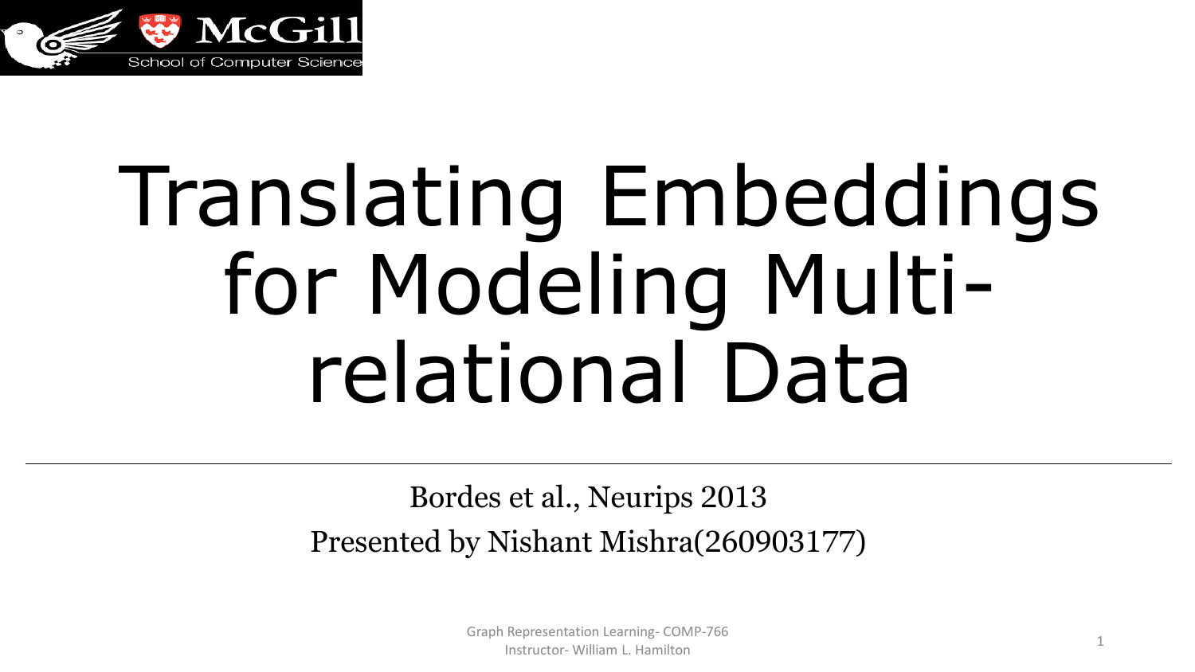McGill School of Computer Science

# Translating Embeddings for Modeling Multi-relational Data

Bordes et al., Neurips 2013

Presented by Nishant Mishra(260903177)

Graph Representation Learning- COMP-766
Instructor- William L. Hamilton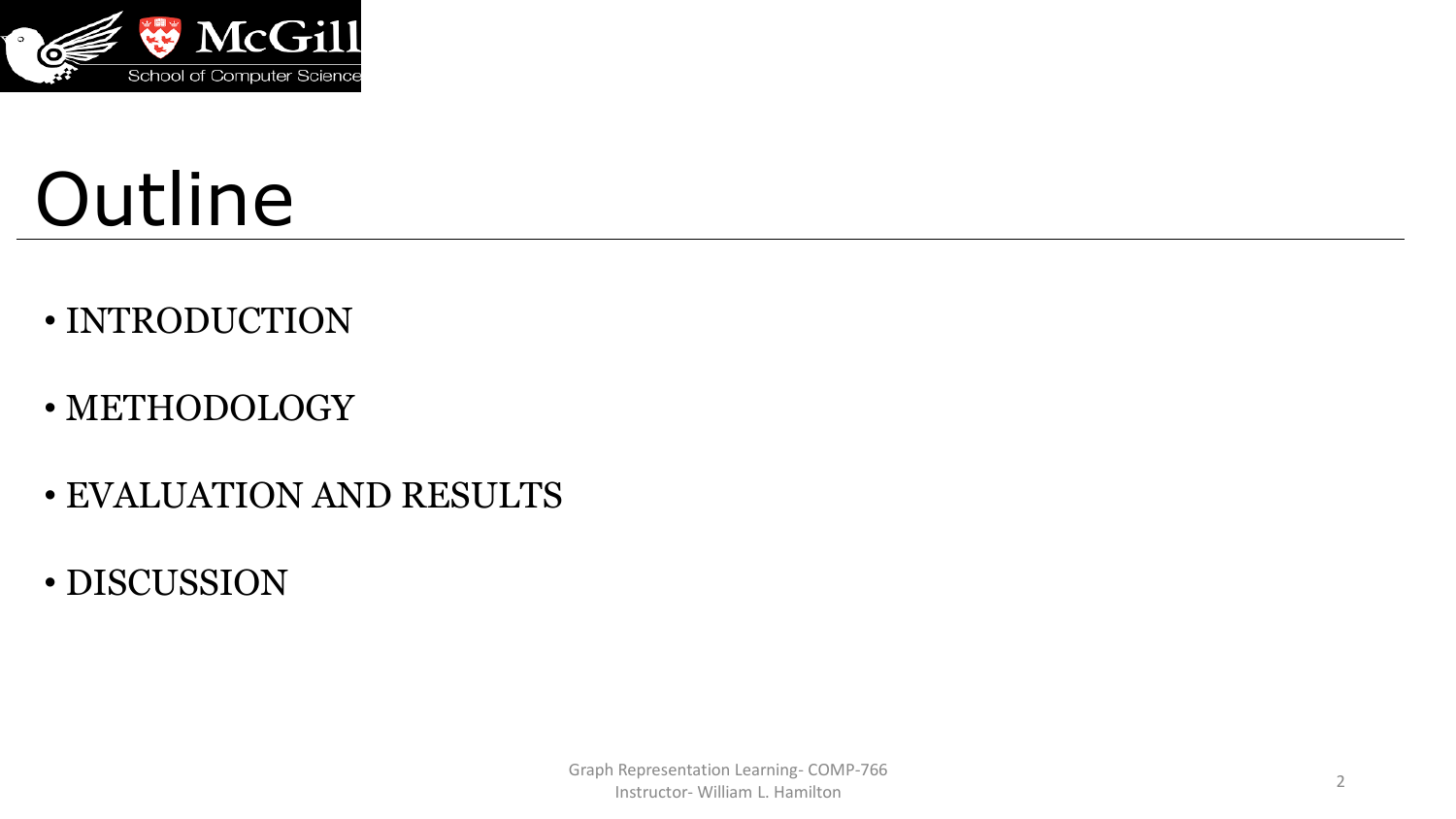# Outline

- INTRODUCTION
- METHODOLOGY
- EVALUATION AND RESULTS
- DISCUSSION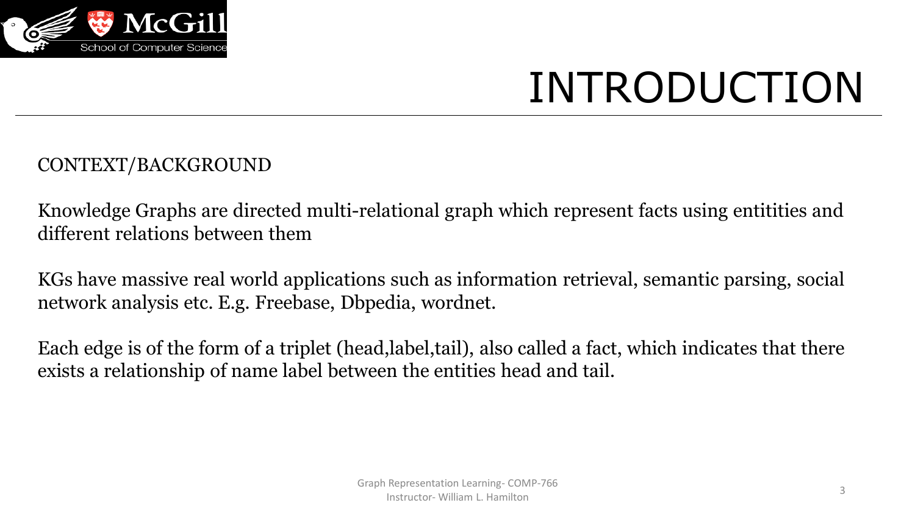# INTRODUCTION

CONTEXT/BACKGROUND

Knowledge Graphs are directed multi-relational graph which represent facts using entitities and different relations between them

KGs have massive real world applications such as information retrieval, semantic parsing, social network analysis etc. E.g. Freebase, Dbpedia, wordnet.

Each edge is of the form of a triplet (head,label,tail), also called a fact, which indicates that there exists a relationship of name label between the entities head and tail.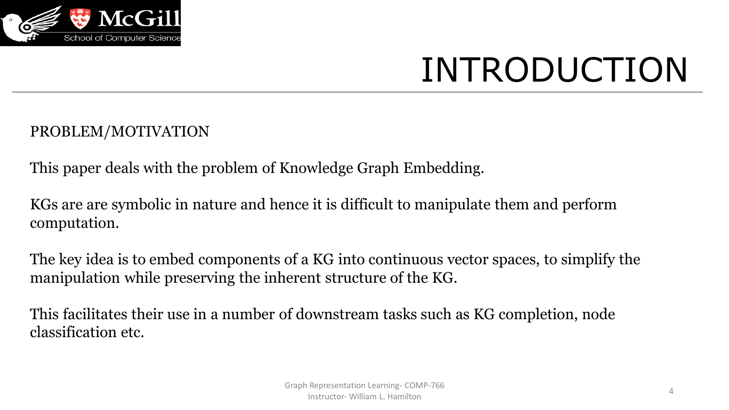# INTRODUCTION

PROBLEM/MOTIVATION

This paper deals with the problem of Knowledge Graph Embedding.

KGs are are symbolic in nature and hence it is difficult to manipulate them and perform computation.

The key idea is to embed components of a KG into continuous vector spaces, to simplify the manipulation while preserving the inherent structure of the KG.

This facilitates their use in a number of downstream tasks such as KG completion, node classification etc.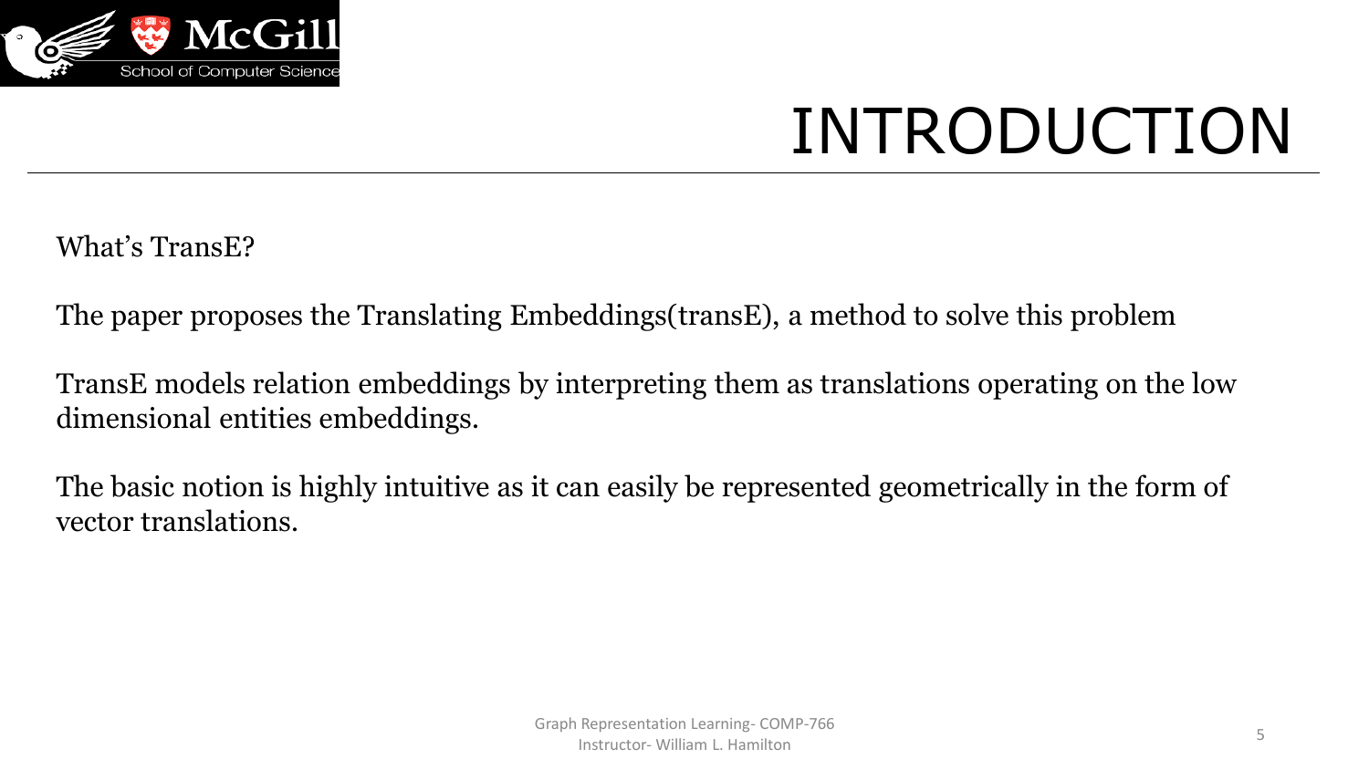# INTRODUCTION

What's TransE?

The paper proposes the Translating Embeddings(transE), a method to solve this problem

TransE models relation embeddings by interpreting them as translations operating on the low dimensional entities embeddings.

The basic notion is highly intuitive as it can easily be represented geometrically in the form of vector translations.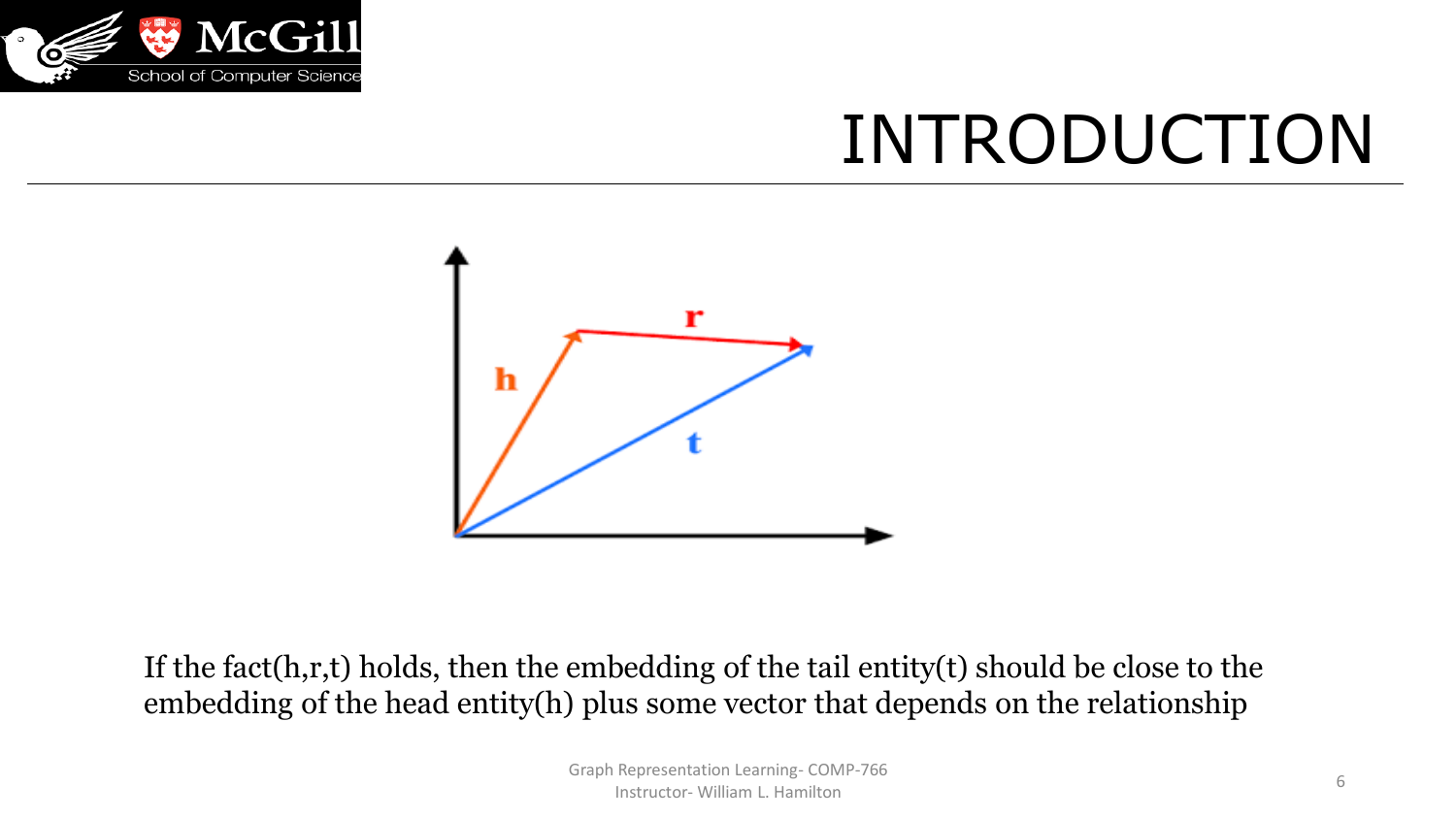# INTRODUCTION

If the fact(h,r,t) holds, then the embedding of the tail entity(t) should be close to the embedding of the head entity(h) plus some vector that depends on the relationship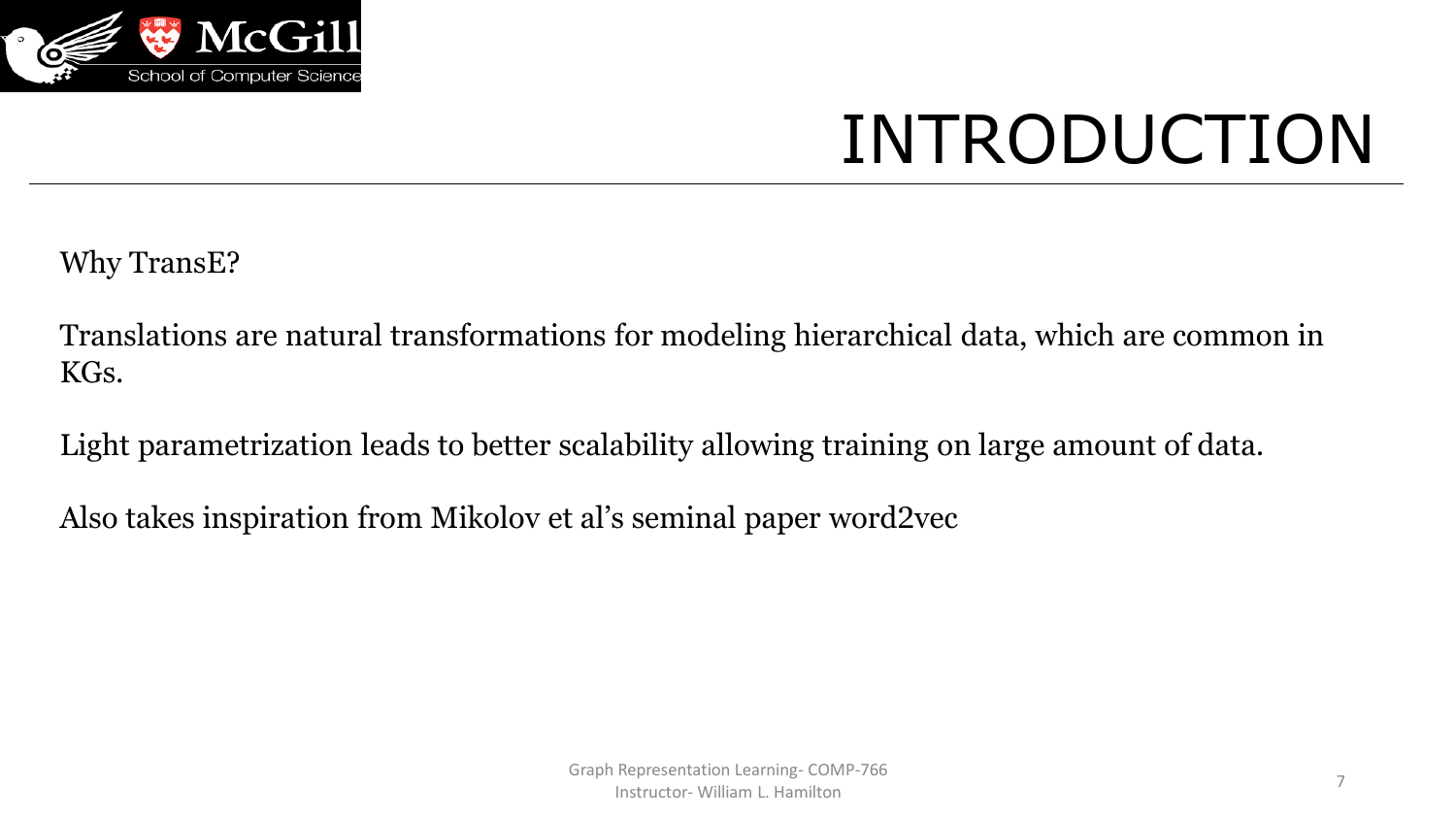# INTRODUCTION

Why TransE?

Translations are natural transformations for modeling hierarchical data, which are common in KGs.

Light parametrization leads to better scalability allowing training on large amount of data.

Also takes inspiration from Mikolov et al's seminal paper word2vec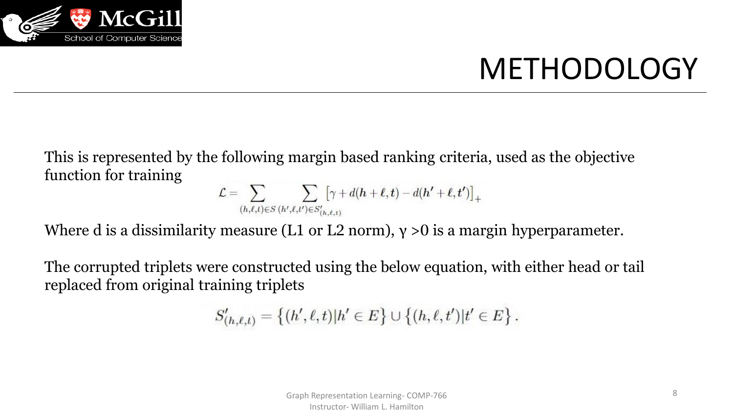# METHODOLOGY

This is represented by the following margin based ranking criteria, used as the objective function for training

$$\mathcal{L} = \sum_{(h,\ell,t)\in S} \sum_{(h',\ell,t')\in S'_{(h,\ell,t)}} \left[\gamma + d(\boldsymbol{h} + \boldsymbol{\ell}, \boldsymbol{t}) - d(\boldsymbol{h'} + \boldsymbol{\ell}, \boldsymbol{t'})\right]_+$$

Where d is a dissimilarity measure (L1 or L2 norm), $\gamma > 0$ is a margin hyperparameter.

The corrupted triplets were constructed using the below equation, with either head or tail replaced from original training triplets

$$S'_{(h,\ell,t)} = \left\{(h',\ell,t) | h' \in E\right\} \cup \left\{(h,\ell,t') | t' \in E\right\}.$$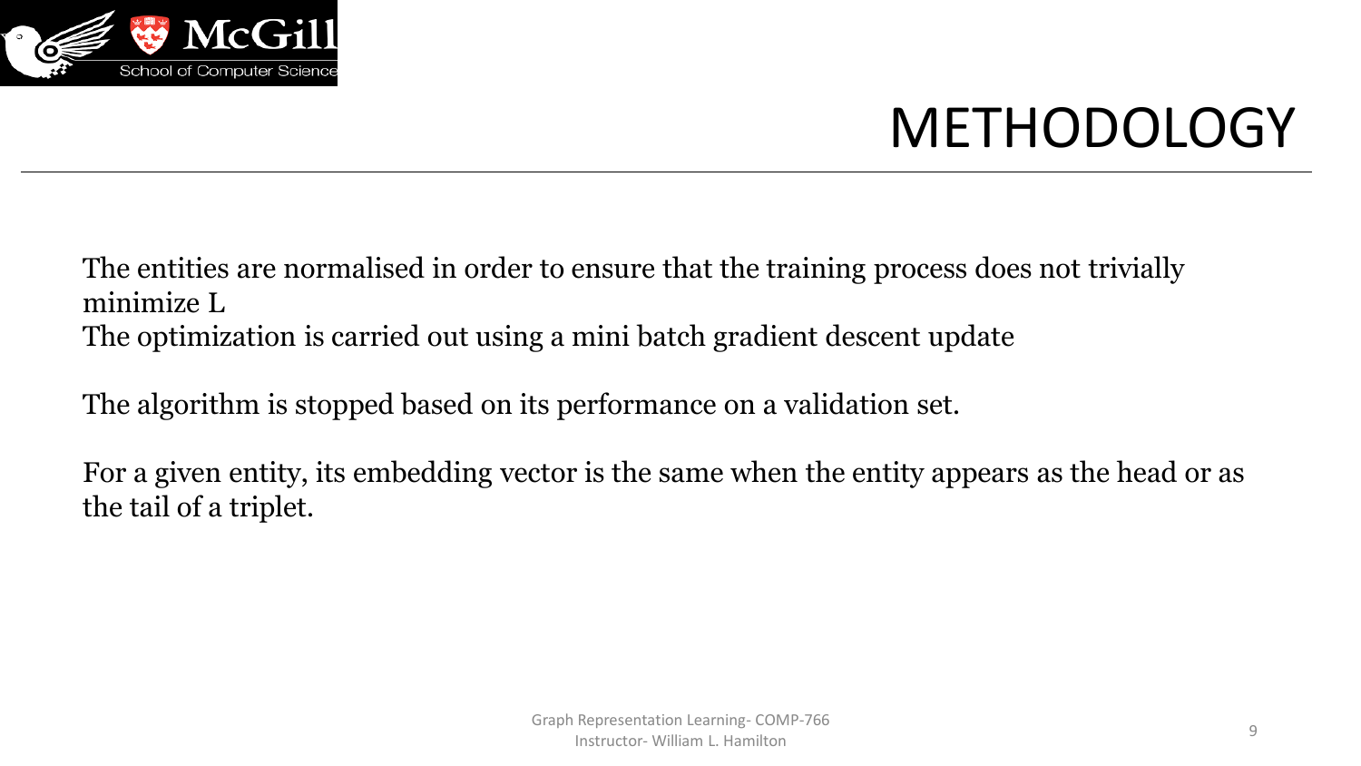# METHODOLOGY

The entities are normalised in order to ensure that the training process does not trivially minimize L

The optimization is carried out using a mini batch gradient descent update

The algorithm is stopped based on its performance on a validation set.

For a given entity, its embedding vector is the same when the entity appears as the head or as the tail of a triplet.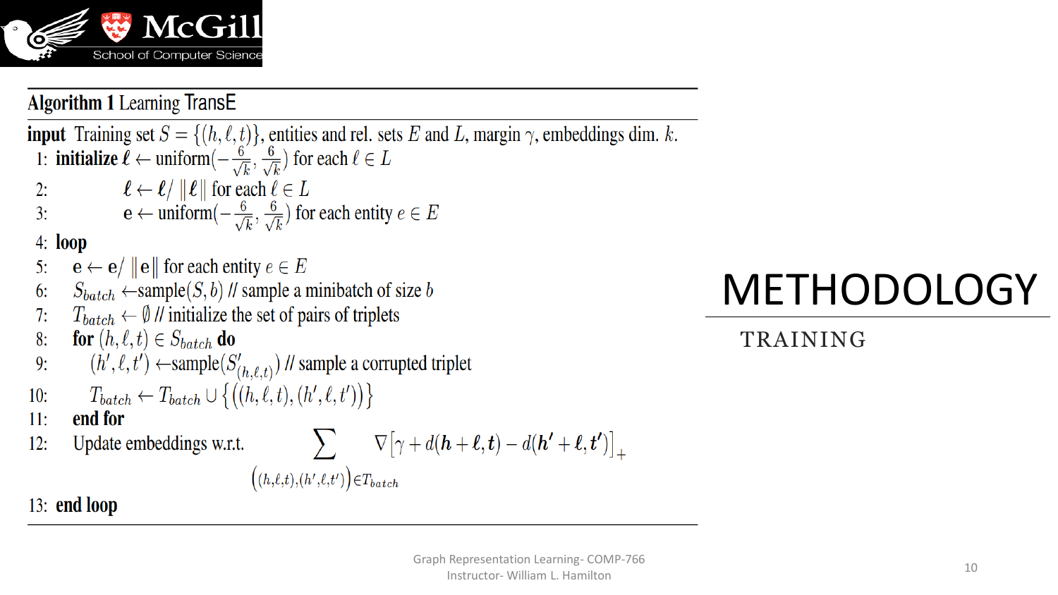# METHODOLOGY

## TRAINING

**Algorithm 1** Learning TransE

**input** Training set $S = \{(h, \ell, t)\}$, entities and rel. sets $E$ and $L$, margin $\gamma$, embeddings dim. $k$.

1: **initialize** $\boldsymbol{\ell} \leftarrow \text{uniform}(-\frac{6}{\sqrt{k}}, \frac{6}{\sqrt{k}})$ for each $\ell \in L$

2: $\quad \boldsymbol{\ell} \leftarrow \boldsymbol{\ell} / \|\boldsymbol{\ell}\|$ for each $\ell \in L$

3: $\quad \mathbf{e} \leftarrow \text{uniform}(-\frac{6}{\sqrt{k}}, \frac{6}{\sqrt{k}})$ for each entity $e \in E$

4: **loop**

5: $\quad \mathbf{e} \leftarrow \mathbf{e} / \|\mathbf{e}\|$ for each entity $e \in E$

6: $\quad S_{batch} \leftarrow \text{sample}(S, b)$ // sample a minibatch of size $b$

7: $\quad T_{batch} \leftarrow \emptyset$ // initialize the set of pairs of triplets

8: $\quad$ **for** $(h, \ell, t) \in S_{batch}$ **do**

9: $\quad\quad (h', \ell, t') \leftarrow \text{sample}(S'_{(h,\ell,t)})$ // sample a corrupted triplet

10: $\quad\quad T_{batch} \leftarrow T_{batch} \cup \left\{ \left( (h, \ell, t), (h', \ell, t') \right) \right\}$

11: $\quad$ **end for**

12: $\quad$ Update embeddings w.r.t. $\displaystyle\sum_{\left((h,\ell,t),(h',\ell,t')\right) \in T_{batch}} \nabla \left[ \gamma + d(\boldsymbol{h} + \boldsymbol{\ell}, \boldsymbol{t}) - d(\boldsymbol{h'} + \boldsymbol{\ell}, \boldsymbol{t'}) \right]_+$

13: **end loop**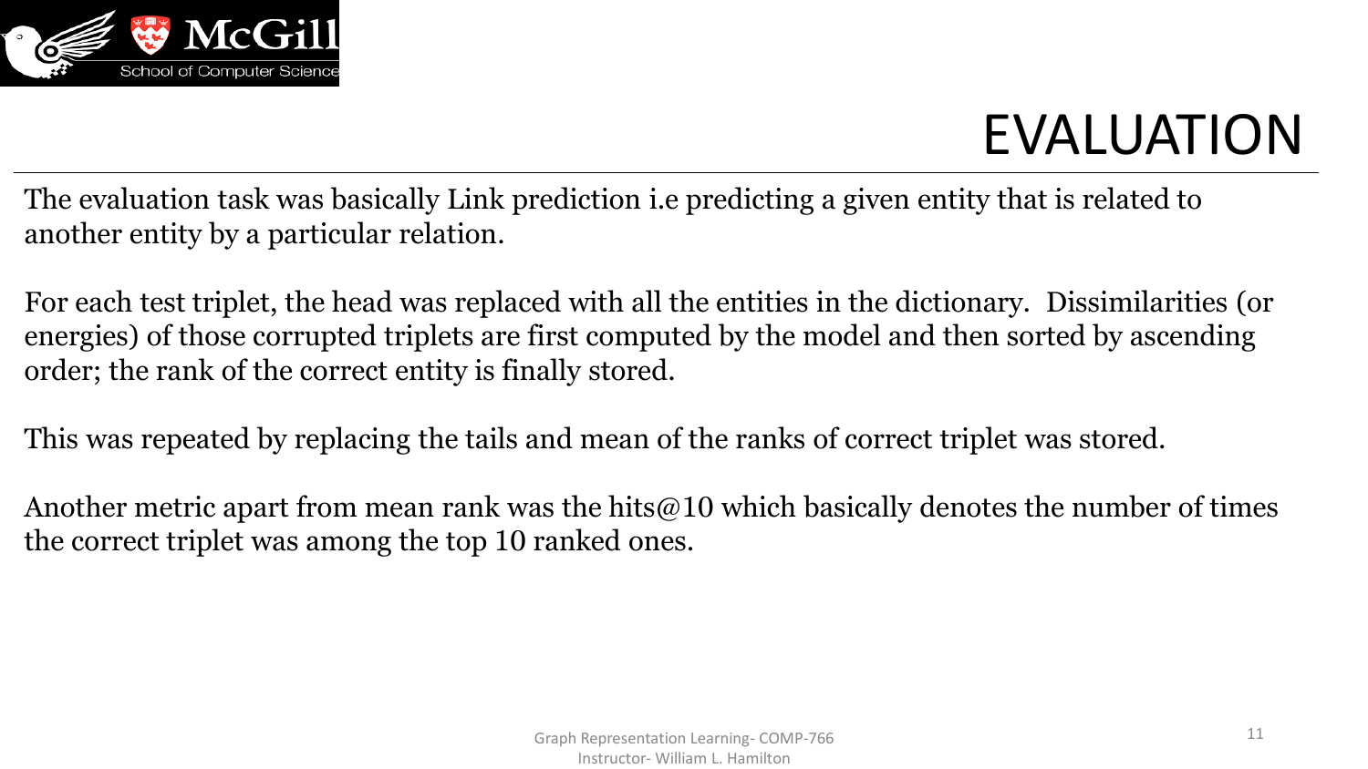# EVALUATION

The evaluation task was basically Link prediction i.e predicting a given entity that is related to another entity by a particular relation.

For each test triplet, the head was replaced with all the entities in the dictionary. Dissimilarities (or energies) of those corrupted triplets are first computed by the model and then sorted by ascending order; the rank of the correct entity is finally stored.

This was repeated by replacing the tails and mean of the ranks of correct triplet was stored.

Another metric apart from mean rank was the hits@10 which basically denotes the number of times the correct triplet was among the top 10 ranked ones.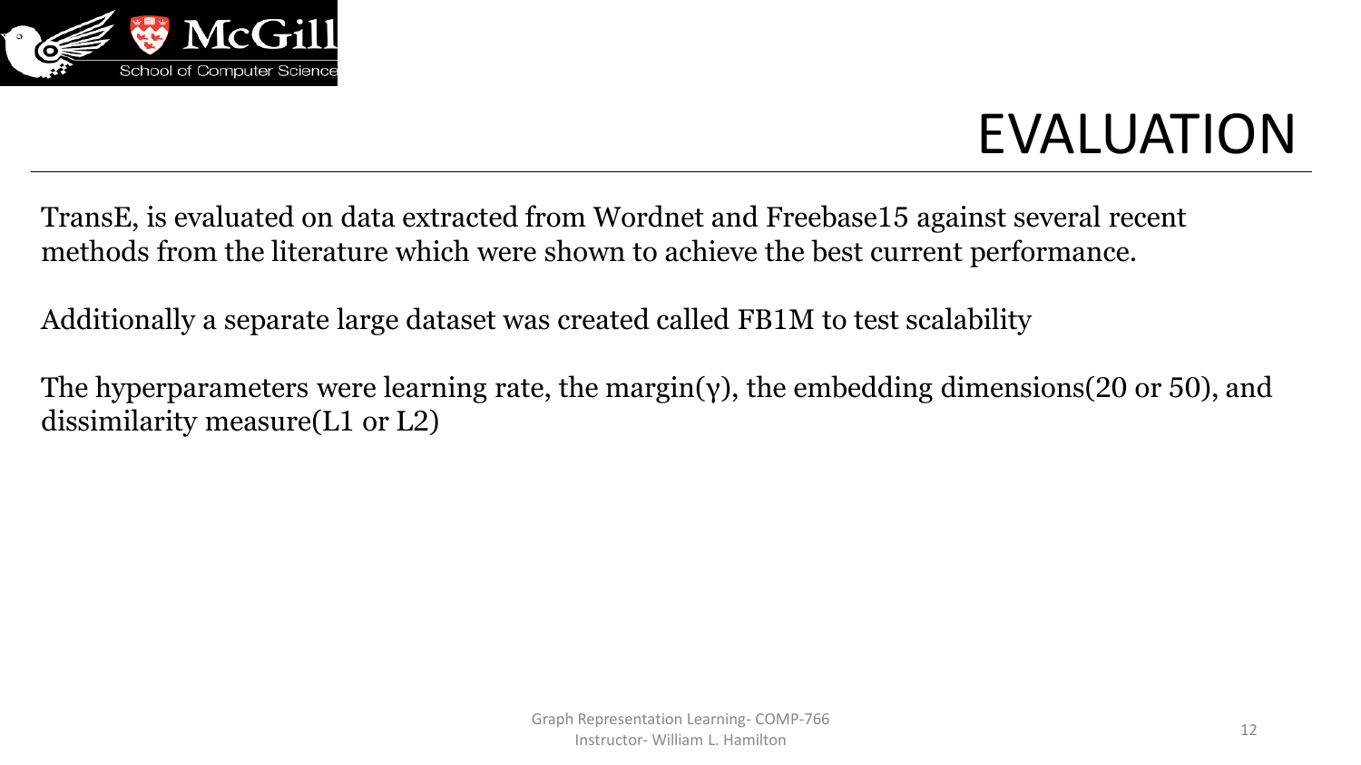# EVALUATION

TransE, is evaluated on data extracted from Wordnet and Freebase15 against several recent methods from the literature which were shown to achieve the best current performance.

Additionally a separate large dataset was created called FB1M to test scalability

The hyperparameters were learning rate, the margin($\gamma$), the embedding dimensions(20 or 50), and dissimilarity measure(L1 or L2)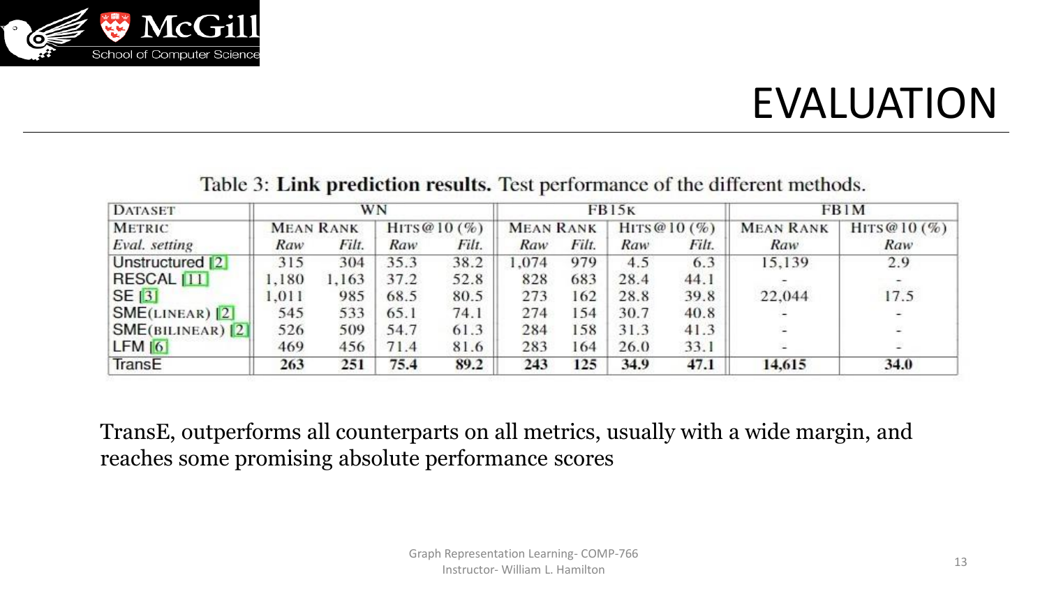# EVALUATION

Table 3: **Link prediction results.** Test performance of the different methods.

| DATASET | WN | | | | FB15K | | | | FB1M | |
|---|---|---|---|---|---|---|---|---|---|---|
| METRIC | MEAN RANK | | HITS@10 (%) | | MEAN RANK | | HITS@10 (%) | | MEAN RANK | HITS@10 (%) |
| *Eval. setting* | *Raw* | *Filt.* | *Raw* | *Filt.* | *Raw* | *Filt.* | *Raw* | *Filt.* | *Raw* | *Raw* |
| Unstructured [2] | 315 | 304 | 35.3 | 38.2 | 1,074 | 979 | 4.5 | 6.3 | 15,139 | 2.9 |
| RESCAL [11] | 1,180 | 1,163 | 37.2 | 52.8 | 828 | 683 | 28.4 | 44.1 | - | - |
| SE [3] | 1,011 | 985 | 68.5 | 80.5 | 273 | 162 | 28.8 | 39.8 | 22,044 | 17.5 |
| SME(LINEAR) [2] | 545 | 533 | 65.1 | 74.1 | 274 | 154 | 30.7 | 40.8 | - | - |
| SME(BILINEAR) [2] | 526 | 509 | 54.7 | 61.3 | 284 | 158 | 31.3 | 41.3 | - | - |
| LFM [6] | 469 | 456 | 71.4 | 81.6 | 283 | 164 | 26.0 | 33.1 | - | - |
| TransE | **263** | **251** | **75.4** | **89.2** | **243** | **125** | **34.9** | **47.1** | **14,615** | **34.0** |

TransE, outperforms all counterparts on all metrics, usually with a wide margin, and reaches some promising absolute performance scores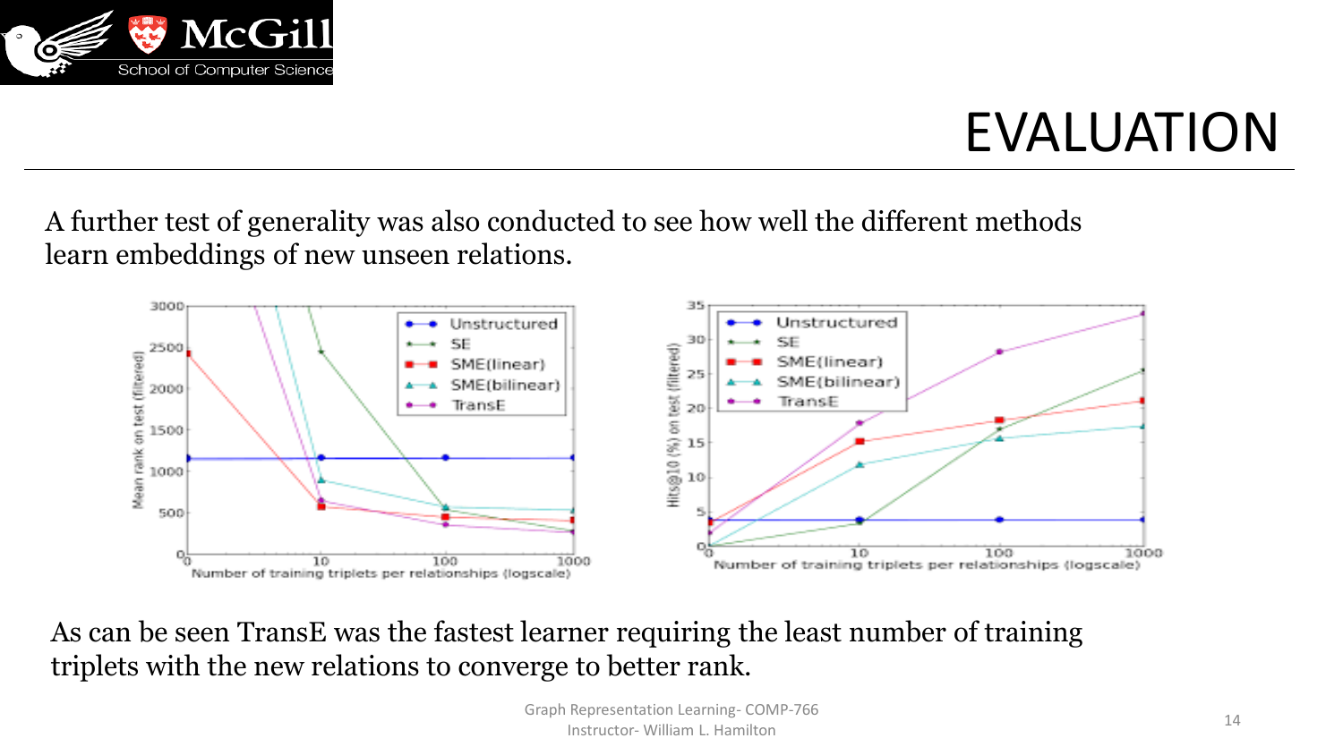# EVALUATION

A further test of generality was also conducted to see how well the different methods learn embeddings of new unseen relations.

As can be seen TransE was the fastest learner requiring the least number of training triplets with the new relations to converge to better rank.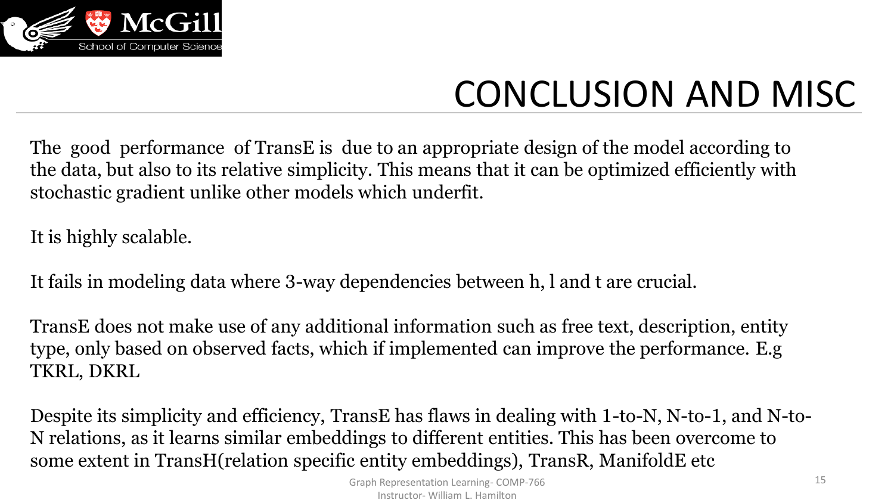# CONCLUSION AND MISC

The good performance of TransE is due to an appropriate design of the model according to the data, but also to its relative simplicity. This means that it can be optimized efficiently with stochastic gradient unlike other models which underfit.

It is highly scalable.

It fails in modeling data where 3-way dependencies between h, l and t are crucial.

TransE does not make use of any additional information such as free text, description, entity type, only based on observed facts, which if implemented can improve the performance. E.g TKRL, DKRL

Despite its simplicity and efficiency, TransE has flaws in dealing with 1-to-N, N-to-1, and N-to-N relations, as it learns similar embeddings to different entities. This has been overcome to some extent in TransH(relation specific entity embeddings), TransR, ManifoldE etc